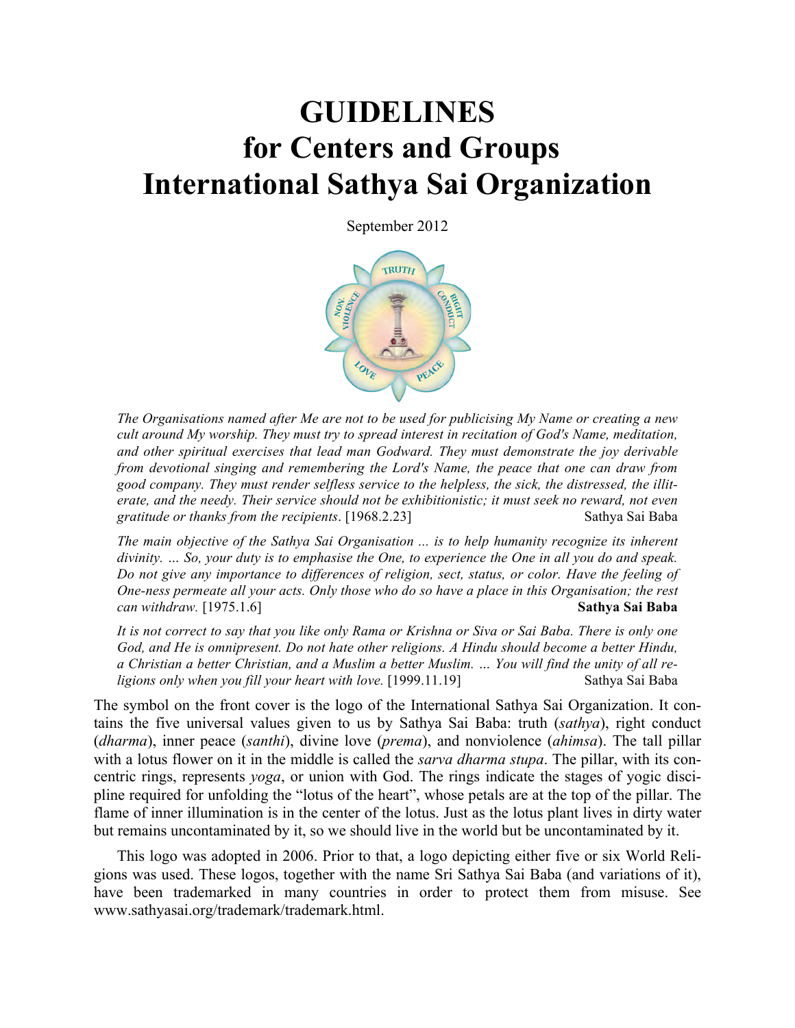# GUIDELINES for Centers and Groups International Sathya Sai Organization

September 2012

*The Organisations named after Me are not to be used for publicising My Name or creating a new cult around My worship. They must try to spread interest in recitation of God's Name, meditation, and other spiritual exercises that lead man Godward. They must demonstrate the joy derivable from devotional singing and remembering the Lord's Name, the peace that one can draw from good company. They must render selfless service to the helpless, the sick, the distressed, the illiterate, and the needy. Their service should not be exhibitionistic; it must seek no reward, not even gratitude or thanks from the recipients*. [1968.2.23] Sathya Sai Baba

*The main objective of the Sathya Sai Organisation ... is to help humanity recognize its inherent divinity. ... So, your duty is to emphasise the One, to experience the One in all you do and speak. Do not give any importance to differences of religion, sect, status, or color. Have the feeling of One-ness permeate all your acts. Only those who do so have a place in this Organisation; the rest can withdraw.* [1975.1.6] **Sathya Sai Baba**

*It is not correct to say that you like only Rama or Krishna or Siva or Sai Baba. There is only one God, and He is omnipresent. Do not hate other religions. A Hindu should become a better Hindu, a Christian a better Christian, and a Muslim a better Muslim. ... You will find the unity of all religions only when you fill your heart with love.* [1999.11.19] Sathya Sai Baba

The symbol on the front cover is the logo of the International Sathya Sai Organization. It contains the five universal values given to us by Sathya Sai Baba: truth (*sathya*), right conduct (*dharma*), inner peace (*santhi*), divine love (*prema*), and nonviolence (*ahimsa*). The tall pillar with a lotus flower on it in the middle is called the *sarva dharma stupa*. The pillar, with its concentric rings, represents *yoga*, or union with God. The rings indicate the stages of yogic discipline required for unfolding the "lotus of the heart", whose petals are at the top of the pillar. The flame of inner illumination is in the center of the lotus. Just as the lotus plant lives in dirty water but remains uncontaminated by it, so we should live in the world but be uncontaminated by it.

This logo was adopted in 2006. Prior to that, a logo depicting either five or six World Religions was used. These logos, together with the name Sri Sathya Sai Baba (and variations of it), have been trademarked in many countries in order to protect them from misuse. See www.sathyasai.org/trademark/trademark.html.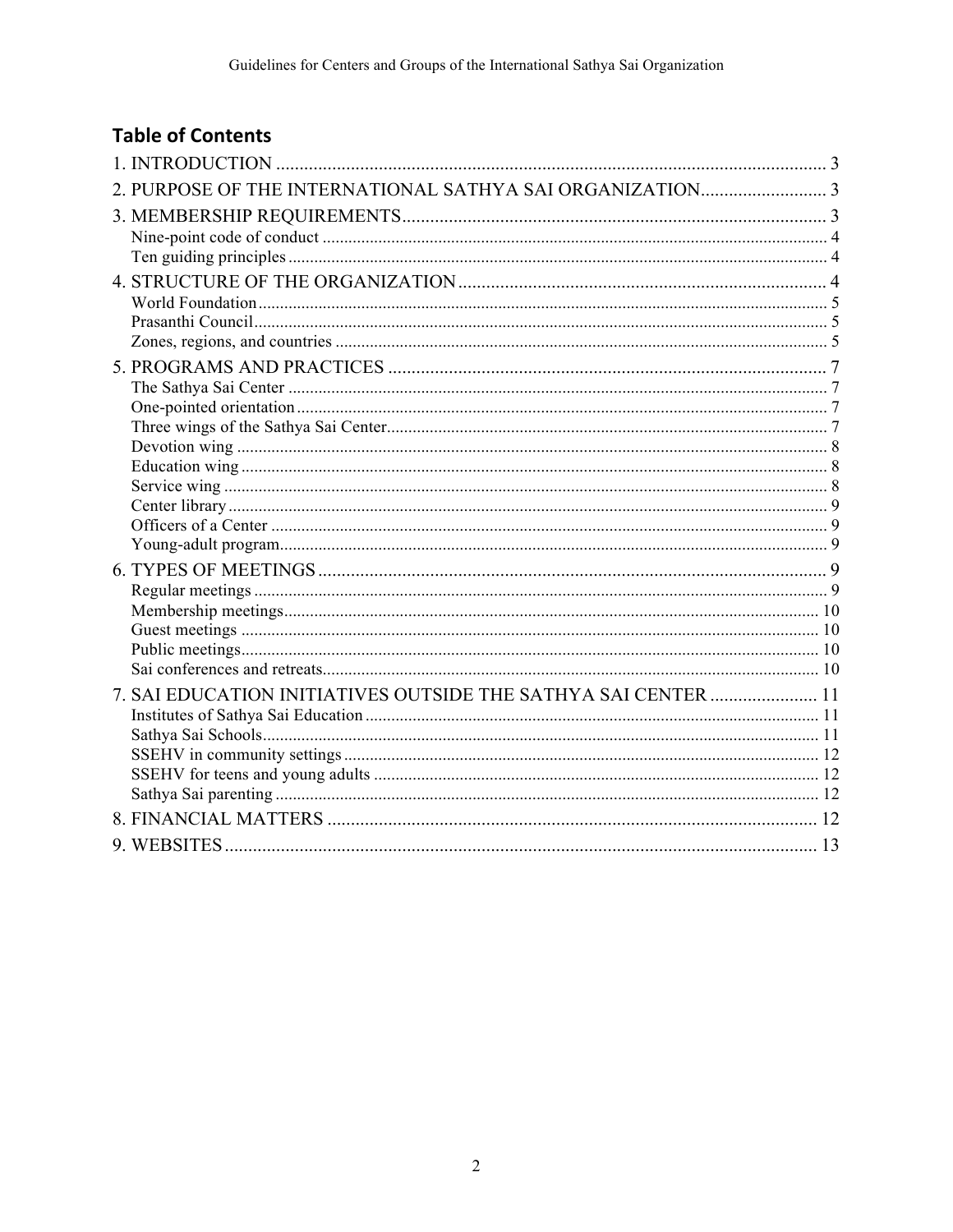## Table of Contents

1. INTRODUCTION ..................................................................................................................... 3
2. PURPOSE OF THE INTERNATIONAL SATHYA SAI ORGANIZATION........................... 3
3. MEMBERSHIP REQUIREMENTS........................................................................................... 3
    - Nine-point code of conduct ..................................................................................................... 4
    - Ten guiding principles ............................................................................................................. 4
4. STRUCTURE OF THE ORGANIZATION ............................................................................... 4
    - World Foundation .................................................................................................................... 5
    - Prasanthi Council ..................................................................................................................... 5
    - Zones, regions, and countries .................................................................................................. 5
5. PROGRAMS AND PRACTICES ............................................................................................... 7
    - The Sathya Sai Center ............................................................................................................. 7
    - One-pointed orientation ........................................................................................................... 7
    - Three wings of the Sathya Sai Center ...................................................................................... 7
    - Devotion wing ......................................................................................................................... 8
    - Education wing ........................................................................................................................ 8
    - Service wing ............................................................................................................................ 8
    - Center library ........................................................................................................................... 9
    - Officers of a Center ................................................................................................................. 9
    - Young-adult program ............................................................................................................... 9
6. TYPES OF MEETINGS ............................................................................................................... 9
    - Regular meetings ..................................................................................................................... 9
    - Membership meetings ............................................................................................................ 10
    - Guest meetings ...................................................................................................................... 10
    - Public meetings ...................................................................................................................... 10
    - Sai conferences and retreats ................................................................................................... 10
7. SAI EDUCATION INITIATIVES OUTSIDE THE SATHYA SAI CENTER ....................... 11
    - Institutes of Sathya Sai Education ......................................................................................... 11
    - Sathya Sai Schools ................................................................................................................. 11
    - SSEHV in community settings .............................................................................................. 12
    - SSEHV for teens and young adults ....................................................................................... 12
    - Sathya Sai parenting .............................................................................................................. 12
8. FINANCIAL MATTERS .......................................................................................................... 12
9. WEBSITES ................................................................................................................................ 13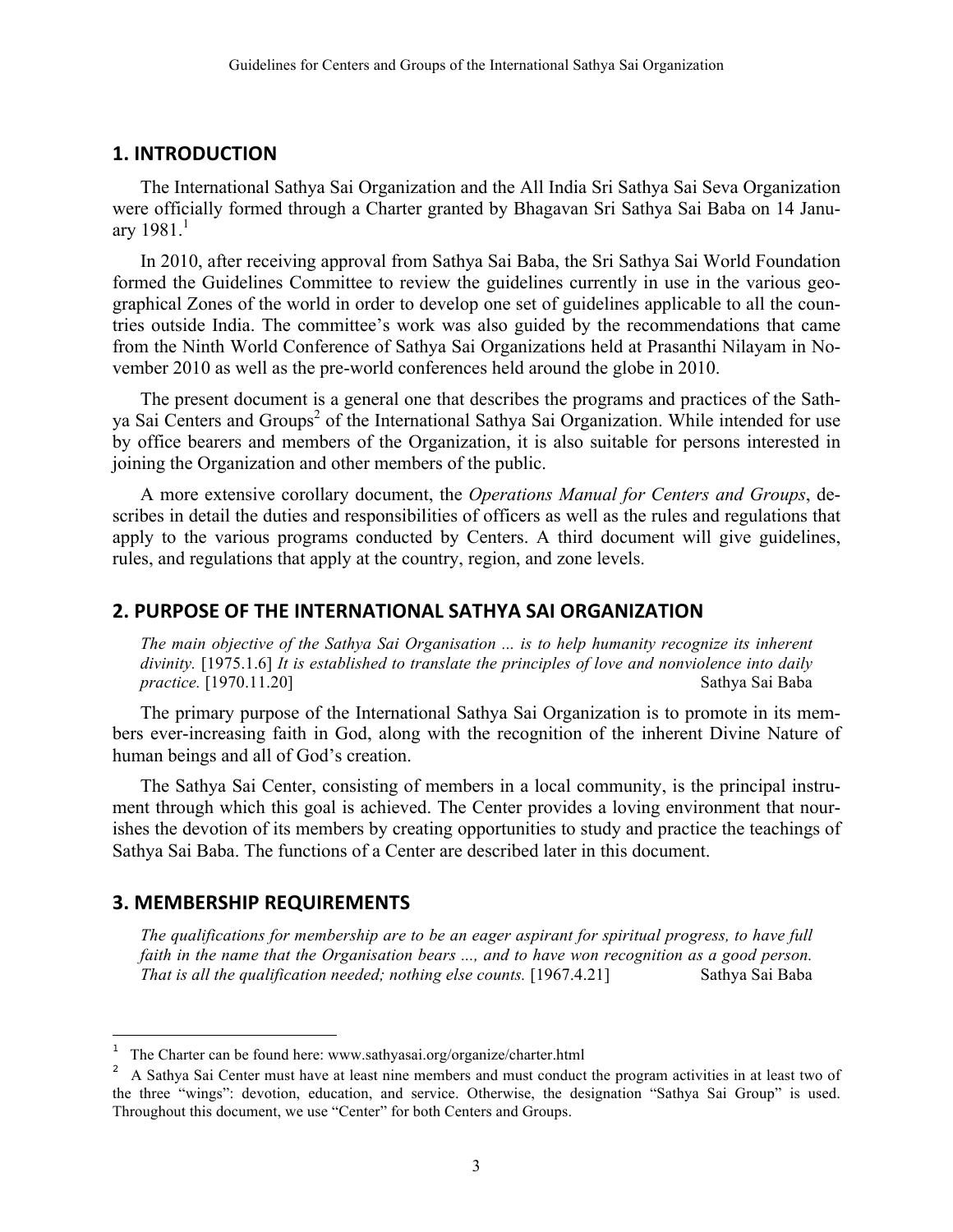## 1. INTRODUCTION

The International Sathya Sai Organization and the All India Sri Sathya Sai Seva Organization were officially formed through a Charter granted by Bhagavan Sri Sathya Sai Baba on 14 January 1981.[1]

In 2010, after receiving approval from Sathya Sai Baba, the Sri Sathya Sai World Foundation formed the Guidelines Committee to review the guidelines currently in use in the various geographical Zones of the world in order to develop one set of guidelines applicable to all the countries outside India. The committee's work was also guided by the recommendations that came from the Ninth World Conference of Sathya Sai Organizations held at Prasanthi Nilayam in November 2010 as well as the pre-world conferences held around the globe in 2010.

The present document is a general one that describes the programs and practices of the Sathya Sai Centers and Groups[2] of the International Sathya Sai Organization. While intended for use by office bearers and members of the Organization, it is also suitable for persons interested in joining the Organization and other members of the public.

A more extensive corollary document, the *Operations Manual for Centers and Groups*, describes in detail the duties and responsibilities of officers as well as the rules and regulations that apply to the various programs conducted by Centers. A third document will give guidelines, rules, and regulations that apply at the country, region, and zone levels.

## 2. PURPOSE OF THE INTERNATIONAL SATHYA SAI ORGANIZATION

> *The main objective of the Sathya Sai Organisation ... is to help humanity recognize its inherent divinity.* [1975.1.6] *It is established to translate the principles of love and nonviolence into daily practice.* [1970.11.20] — Sathya Sai Baba

The primary purpose of the International Sathya Sai Organization is to promote in its members ever-increasing faith in God, along with the recognition of the inherent Divine Nature of human beings and all of God's creation.

The Sathya Sai Center, consisting of members in a local community, is the principal instrument through which this goal is achieved. The Center provides a loving environment that nourishes the devotion of its members by creating opportunities to study and practice the teachings of Sathya Sai Baba. The functions of a Center are described later in this document.

## 3. MEMBERSHIP REQUIREMENTS

> *The qualifications for membership are to be an eager aspirant for spiritual progress, to have full faith in the name that the Organisation bears ..., and to have won recognition as a good person. That is all the qualification needed; nothing else counts.* [1967.4.21] — Sathya Sai Baba

---

[1] The Charter can be found here: www.sathyasai.org/organize/charter.html

[2] A Sathya Sai Center must have at least nine members and must conduct the program activities in at least two of the three "wings": devotion, education, and service. Otherwise, the designation "Sathya Sai Group" is used. Throughout this document, we use "Center" for both Centers and Groups.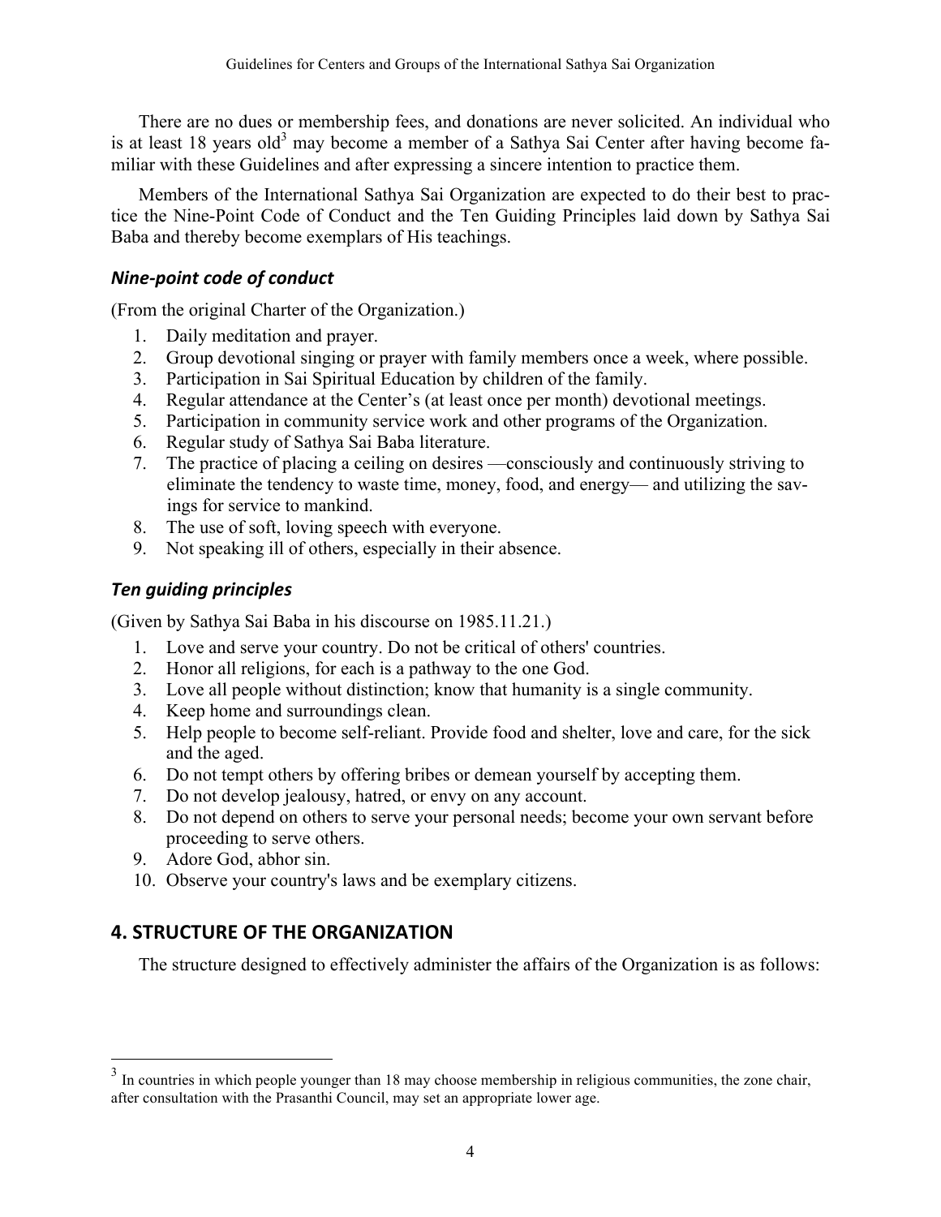There are no dues or membership fees, and donations are never solicited. An individual who is at least 18 years old[3] may become a member of a Sathya Sai Center after having become familiar with these Guidelines and after expressing a sincere intention to practice them.

Members of the International Sathya Sai Organization are expected to do their best to practice the Nine-Point Code of Conduct and the Ten Guiding Principles laid down by Sathya Sai Baba and thereby become exemplars of His teachings.

### *Nine-point code of conduct*

(From the original Charter of the Organization.)

1. Daily meditation and prayer.
2. Group devotional singing or prayer with family members once a week, where possible.
3. Participation in Sai Spiritual Education by children of the family.
4. Regular attendance at the Center's (at least once per month) devotional meetings.
5. Participation in community service work and other programs of the Organization.
6. Regular study of Sathya Sai Baba literature.
7. The practice of placing a ceiling on desires —consciously and continuously striving to eliminate the tendency to waste time, money, food, and energy— and utilizing the savings for service to mankind.
8. The use of soft, loving speech with everyone.
9. Not speaking ill of others, especially in their absence.

### *Ten guiding principles*

(Given by Sathya Sai Baba in his discourse on 1985.11.21.)

1. Love and serve your country. Do not be critical of others' countries.
2. Honor all religions, for each is a pathway to the one God.
3. Love all people without distinction; know that humanity is a single community.
4. Keep home and surroundings clean.
5. Help people to become self-reliant. Provide food and shelter, love and care, for the sick and the aged.
6. Do not tempt others by offering bribes or demean yourself by accepting them.
7. Do not develop jealousy, hatred, or envy on any account.
8. Do not depend on others to serve your personal needs; become your own servant before proceeding to serve others.
9. Adore God, abhor sin.
10. Observe your country's laws and be exemplary citizens.

## 4. STRUCTURE OF THE ORGANIZATION

The structure designed to effectively administer the affairs of the Organization is as follows:

[3] In countries in which people younger than 18 may choose membership in religious communities, the zone chair, after consultation with the Prasanthi Council, may set an appropriate lower age.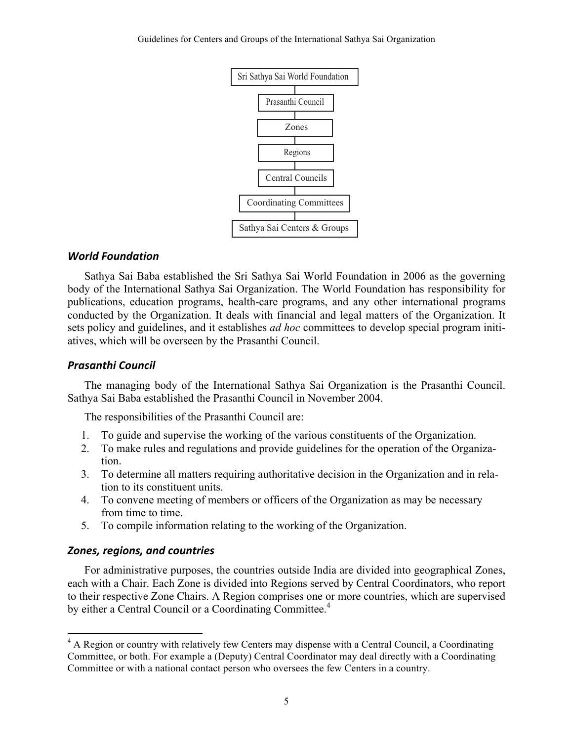Sri Sathya Sai World Foundation

Prasanthi Council

Zones

Regions

Central Councils

Coordinating Committees

Sathya Sai Centers & Groups

### *World Foundation*

Sathya Sai Baba established the Sri Sathya Sai World Foundation in 2006 as the governing body of the International Sathya Sai Organization. The World Foundation has responsibility for publications, education programs, health-care programs, and any other international programs conducted by the Organization. It deals with financial and legal matters of the Organization. It sets policy and guidelines, and it establishes *ad hoc* committees to develop special program initiatives, which will be overseen by the Prasanthi Council.

### *Prasanthi Council*

The managing body of the International Sathya Sai Organization is the Prasanthi Council. Sathya Sai Baba established the Prasanthi Council in November 2004.

The responsibilities of the Prasanthi Council are:

1. To guide and supervise the working of the various constituents of the Organization.
2. To make rules and regulations and provide guidelines for the operation of the Organization.
3. To determine all matters requiring authoritative decision in the Organization and in relation to its constituent units.
4. To convene meeting of members or officers of the Organization as may be necessary from time to time.
5. To compile information relating to the working of the Organization.

### *Zones, regions, and countries*

For administrative purposes, the countries outside India are divided into geographical Zones, each with a Chair. Each Zone is divided into Regions served by Central Coordinators, who report to their respective Zone Chairs. A Region comprises one or more countries, which are supervised by either a Central Council or a Coordinating Committee.[4]

[4] A Region or country with relatively few Centers may dispense with a Central Council, a Coordinating Committee, or both. For example a (Deputy) Central Coordinator may deal directly with a Coordinating Committee or with a national contact person who oversees the few Centers in a country.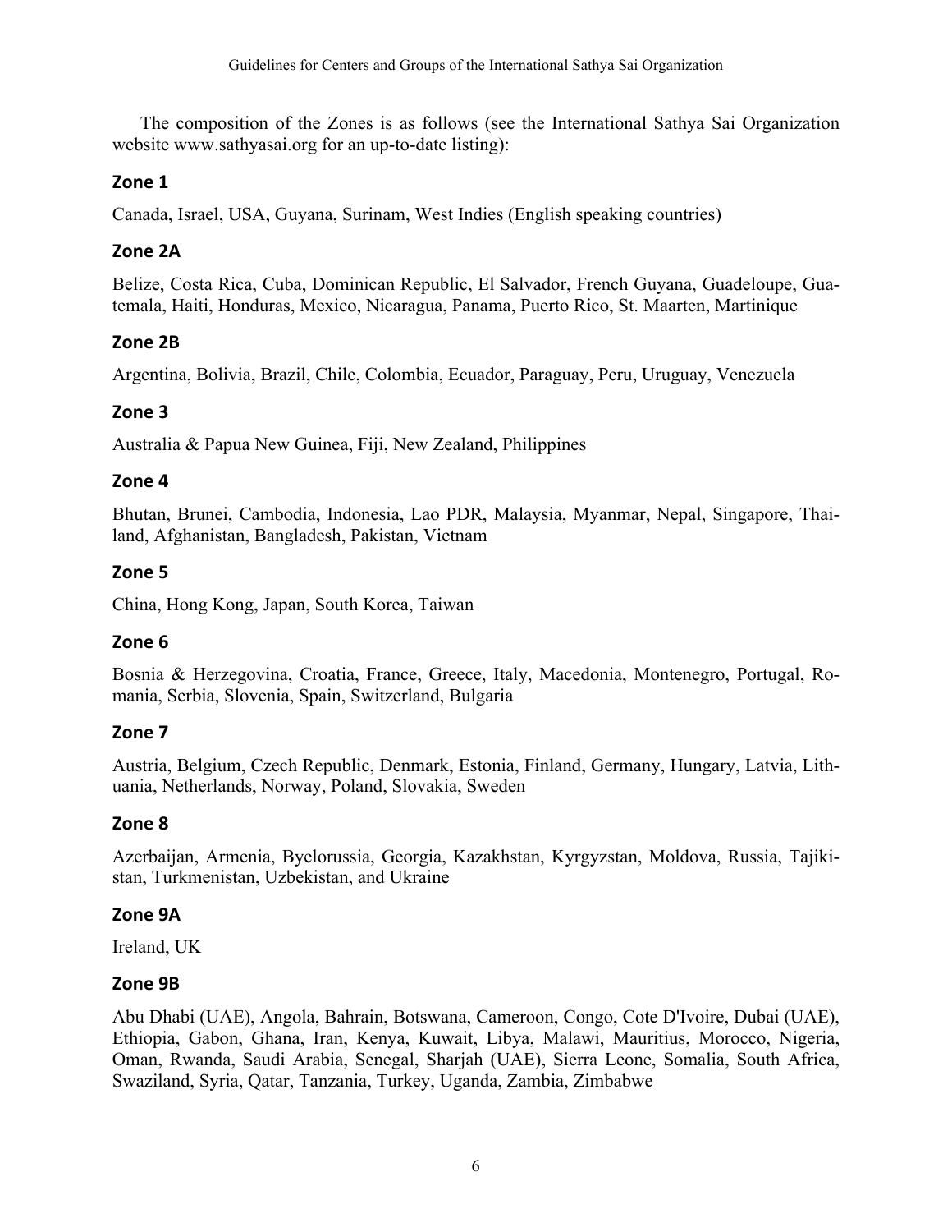The composition of the Zones is as follows (see the International Sathya Sai Organization website www.sathyasai.org for an up-to-date listing):

### Zone 1

Canada, Israel, USA, Guyana, Surinam, West Indies (English speaking countries)

### Zone 2A

Belize, Costa Rica, Cuba, Dominican Republic, El Salvador, French Guyana, Guadeloupe, Guatemala, Haiti, Honduras, Mexico, Nicaragua, Panama, Puerto Rico, St. Maarten, Martinique

### Zone 2B

Argentina, Bolivia, Brazil, Chile, Colombia, Ecuador, Paraguay, Peru, Uruguay, Venezuela

### Zone 3

Australia & Papua New Guinea, Fiji, New Zealand, Philippines

### Zone 4

Bhutan, Brunei, Cambodia, Indonesia, Lao PDR, Malaysia, Myanmar, Nepal, Singapore, Thailand, Afghanistan, Bangladesh, Pakistan, Vietnam

### Zone 5

China, Hong Kong, Japan, South Korea, Taiwan

### Zone 6

Bosnia & Herzegovina, Croatia, France, Greece, Italy, Macedonia, Montenegro, Portugal, Romania, Serbia, Slovenia, Spain, Switzerland, Bulgaria

### Zone 7

Austria, Belgium, Czech Republic, Denmark, Estonia, Finland, Germany, Hungary, Latvia, Lithuania, Netherlands, Norway, Poland, Slovakia, Sweden

### Zone 8

Azerbaijan, Armenia, Byelorussia, Georgia, Kazakhstan, Kyrgyzstan, Moldova, Russia, Tajikistan, Turkmenistan, Uzbekistan, and Ukraine

### Zone 9A

Ireland, UK

### Zone 9B

Abu Dhabi (UAE), Angola, Bahrain, Botswana, Cameroon, Congo, Cote D'Ivoire, Dubai (UAE), Ethiopia, Gabon, Ghana, Iran, Kenya, Kuwait, Libya, Malawi, Mauritius, Morocco, Nigeria, Oman, Rwanda, Saudi Arabia, Senegal, Sharjah (UAE), Sierra Leone, Somalia, South Africa, Swaziland, Syria, Qatar, Tanzania, Turkey, Uganda, Zambia, Zimbabwe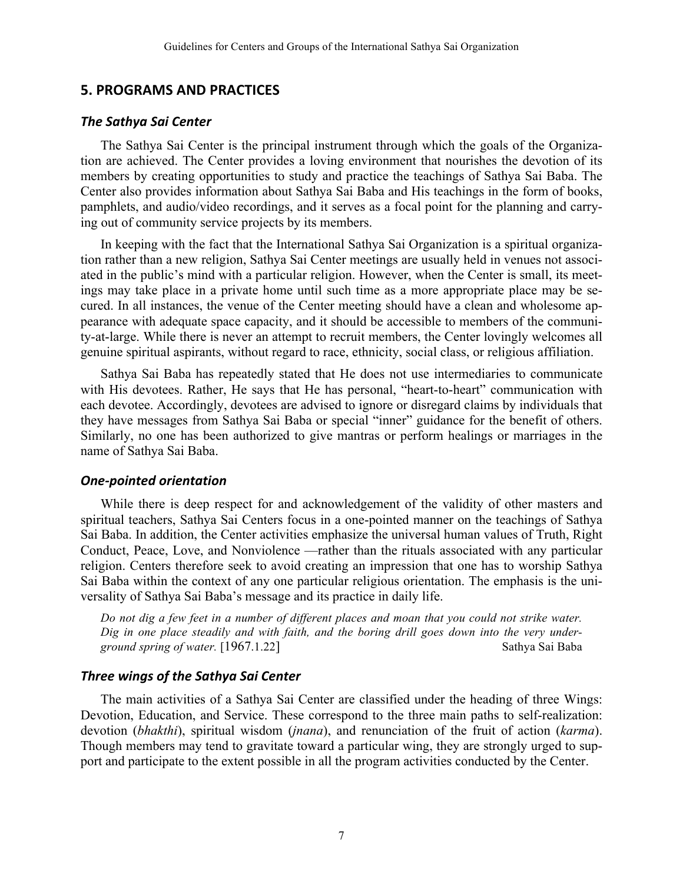## 5. PROGRAMS AND PRACTICES

### *The Sathya Sai Center*

The Sathya Sai Center is the principal instrument through which the goals of the Organization are achieved. The Center provides a loving environment that nourishes the devotion of its members by creating opportunities to study and practice the teachings of Sathya Sai Baba. The Center also provides information about Sathya Sai Baba and His teachings in the form of books, pamphlets, and audio/video recordings, and it serves as a focal point for the planning and carrying out of community service projects by its members.

In keeping with the fact that the International Sathya Sai Organization is a spiritual organization rather than a new religion, Sathya Sai Center meetings are usually held in venues not associated in the public's mind with a particular religion. However, when the Center is small, its meetings may take place in a private home until such time as a more appropriate place may be secured. In all instances, the venue of the Center meeting should have a clean and wholesome appearance with adequate space capacity, and it should be accessible to members of the community-at-large. While there is never an attempt to recruit members, the Center lovingly welcomes all genuine spiritual aspirants, without regard to race, ethnicity, social class, or religious affiliation.

Sathya Sai Baba has repeatedly stated that He does not use intermediaries to communicate with His devotees. Rather, He says that He has personal, "heart-to-heart" communication with each devotee. Accordingly, devotees are advised to ignore or disregard claims by individuals that they have messages from Sathya Sai Baba or special "inner" guidance for the benefit of others. Similarly, no one has been authorized to give mantras or perform healings or marriages in the name of Sathya Sai Baba.

### *One-pointed orientation*

While there is deep respect for and acknowledgement of the validity of other masters and spiritual teachers, Sathya Sai Centers focus in a one-pointed manner on the teachings of Sathya Sai Baba. In addition, the Center activities emphasize the universal human values of Truth, Right Conduct, Peace, Love, and Nonviolence —rather than the rituals associated with any particular religion. Centers therefore seek to avoid creating an impression that one has to worship Sathya Sai Baba within the context of any one particular religious orientation. The emphasis is the universality of Sathya Sai Baba's message and its practice in daily life.

> *Do not dig a few feet in a number of different places and moan that you could not strike water. Dig in one place steadily and with faith, and the boring drill goes down into the very underground spring of water.* [1967.1.22] Sathya Sai Baba

### *Three wings of the Sathya Sai Center*

The main activities of a Sathya Sai Center are classified under the heading of three Wings: Devotion, Education, and Service. These correspond to the three main paths to self-realization: devotion (*bhakthi*), spiritual wisdom (*jnana*), and renunciation of the fruit of action (*karma*). Though members may tend to gravitate toward a particular wing, they are strongly urged to support and participate to the extent possible in all the program activities conducted by the Center.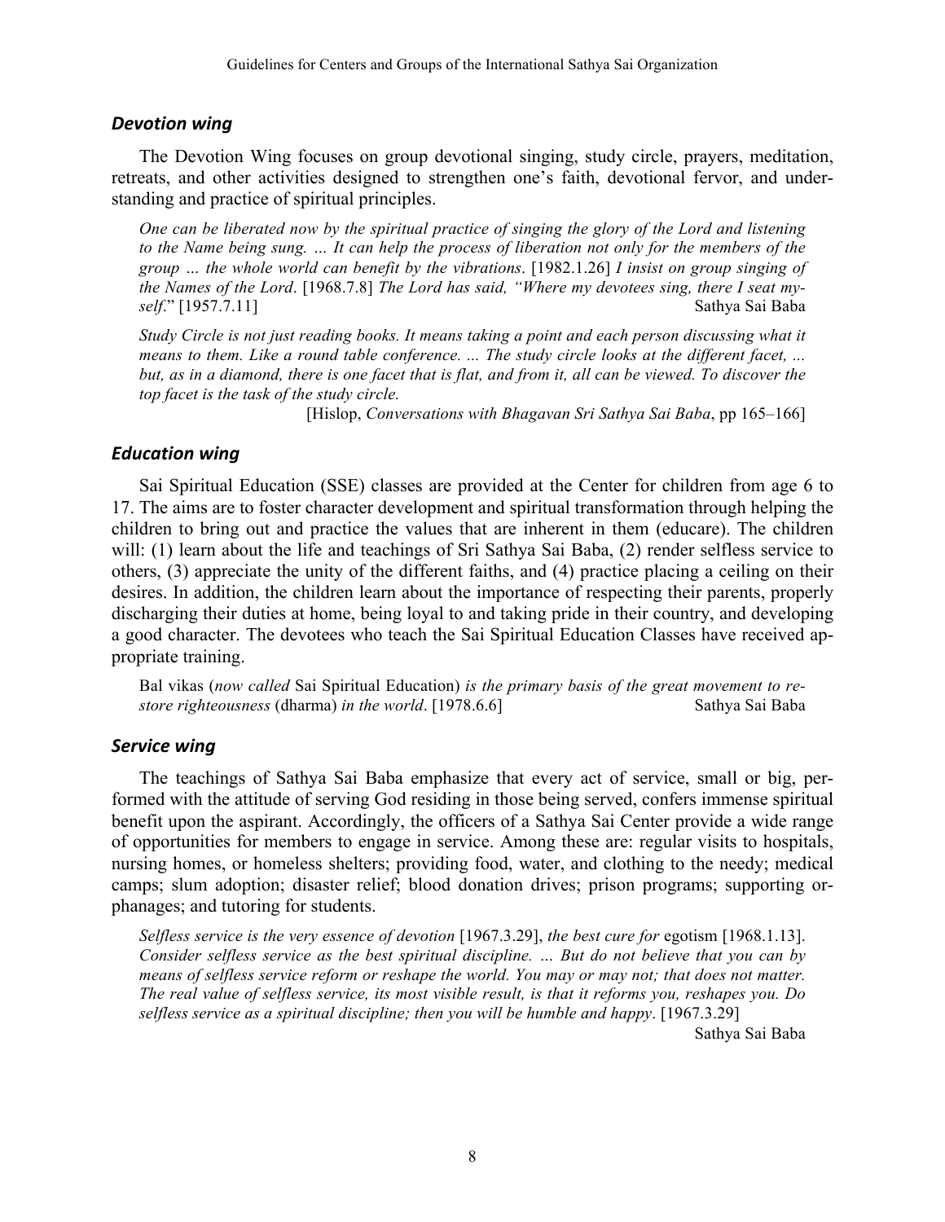### *Devotion wing*

The Devotion Wing focuses on group devotional singing, study circle, prayers, meditation, retreats, and other activities designed to strengthen one's faith, devotional fervor, and understanding and practice of spiritual principles.

> *One can be liberated now by the spiritual practice of singing the glory of the Lord and listening to the Name being sung. … It can help the process of liberation not only for the members of the group … the whole world can benefit by the vibrations*. [1982.1.26] *I insist on group singing of the Names of the Lord*. [1968.7.8] *The Lord has said, "Where my devotees sing, there I seat myself*." [1957.7.11] Sathya Sai Baba

> *Study Circle is not just reading books. It means taking a point and each person discussing what it means to them. Like a round table conference. ... The study circle looks at the different facet, ... but, as in a diamond, there is one facet that is flat, and from it, all can be viewed. To discover the top facet is the task of the study circle.*
>
> [Hislop, *Conversations with Bhagavan Sri Sathya Sai Baba*, pp 165–166]

### *Education wing*

Sai Spiritual Education (SSE) classes are provided at the Center for children from age 6 to 17. The aims are to foster character development and spiritual transformation through helping the children to bring out and practice the values that are inherent in them (educare). The children will: (1) learn about the life and teachings of Sri Sathya Sai Baba, (2) render selfless service to others, (3) appreciate the unity of the different faiths, and (4) practice placing a ceiling on their desires. In addition, the children learn about the importance of respecting their parents, properly discharging their duties at home, being loyal to and taking pride in their country, and developing a good character. The devotees who teach the Sai Spiritual Education Classes have received appropriate training.

> Bal vikas (*now called* Sai Spiritual Education) *is the primary basis of the great movement to restore righteousness* (dharma) *in the world*. [1978.6.6] Sathya Sai Baba

### *Service wing*

The teachings of Sathya Sai Baba emphasize that every act of service, small or big, performed with the attitude of serving God residing in those being served, confers immense spiritual benefit upon the aspirant. Accordingly, the officers of a Sathya Sai Center provide a wide range of opportunities for members to engage in service. Among these are: regular visits to hospitals, nursing homes, or homeless shelters; providing food, water, and clothing to the needy; medical camps; slum adoption; disaster relief; blood donation drives; prison programs; supporting orphanages; and tutoring for students.

> *Selfless service is the very essence of devotion* [1967.3.29], *the best cure for* egotism [1968.1.13]. *Consider selfless service as the best spiritual discipline. … But do not believe that you can by means of selfless service reform or reshape the world. You may or may not; that does not matter. The real value of selfless service, its most visible result, is that it reforms you, reshapes you. Do selfless service as a spiritual discipline; then you will be humble and happy*. [1967.3.29]
>
> Sathya Sai Baba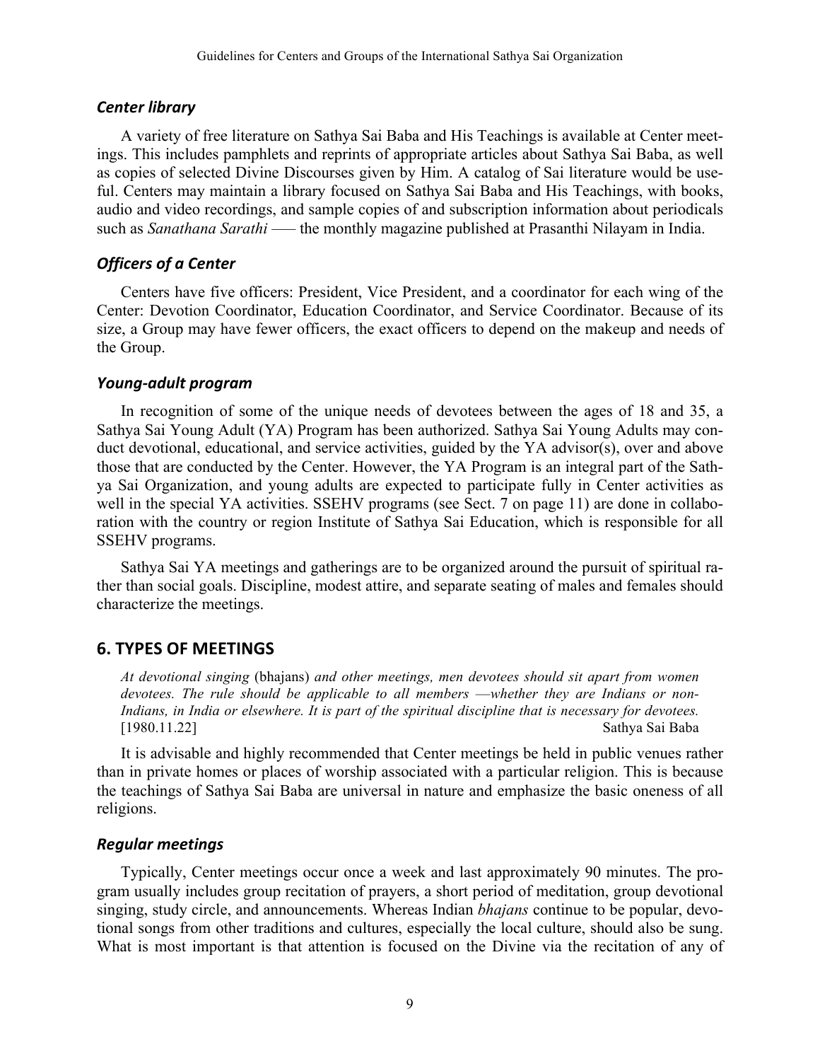### *Center library*

A variety of free literature on Sathya Sai Baba and His Teachings is available at Center meetings. This includes pamphlets and reprints of appropriate articles about Sathya Sai Baba, as well as copies of selected Divine Discourses given by Him. A catalog of Sai literature would be useful. Centers may maintain a library focused on Sathya Sai Baba and His Teachings, with books, audio and video recordings, and sample copies of and subscription information about periodicals such as *Sanathana Sarathi* —– the monthly magazine published at Prasanthi Nilayam in India.

### *Officers of a Center*

Centers have five officers: President, Vice President, and a coordinator for each wing of the Center: Devotion Coordinator, Education Coordinator, and Service Coordinator. Because of its size, a Group may have fewer officers, the exact officers to depend on the makeup and needs of the Group.

### *Young-adult program*

In recognition of some of the unique needs of devotees between the ages of 18 and 35, a Sathya Sai Young Adult (YA) Program has been authorized. Sathya Sai Young Adults may conduct devotional, educational, and service activities, guided by the YA advisor(s), over and above those that are conducted by the Center. However, the YA Program is an integral part of the Sathya Sai Organization, and young adults are expected to participate fully in Center activities as well in the special YA activities. SSEHV programs (see Sect. 7 on page 11) are done in collaboration with the country or region Institute of Sathya Sai Education, which is responsible for all SSEHV programs.

Sathya Sai YA meetings and gatherings are to be organized around the pursuit of spiritual rather than social goals. Discipline, modest attire, and separate seating of males and females should characterize the meetings.

## 6. TYPES OF MEETINGS

> *At devotional singing* (bhajans) *and other meetings, men devotees should sit apart from women devotees. The rule should be applicable to all members —whether they are Indians or non-Indians, in India or elsewhere. It is part of the spiritual discipline that is necessary for devotees.*
> [1980.11.22] Sathya Sai Baba

It is advisable and highly recommended that Center meetings be held in public venues rather than in private homes or places of worship associated with a particular religion. This is because the teachings of Sathya Sai Baba are universal in nature and emphasize the basic oneness of all religions.

### *Regular meetings*

Typically, Center meetings occur once a week and last approximately 90 minutes. The program usually includes group recitation of prayers, a short period of meditation, group devotional singing, study circle, and announcements. Whereas Indian *bhajans* continue to be popular, devotional songs from other traditions and cultures, especially the local culture, should also be sung. What is most important is that attention is focused on the Divine via the recitation of any of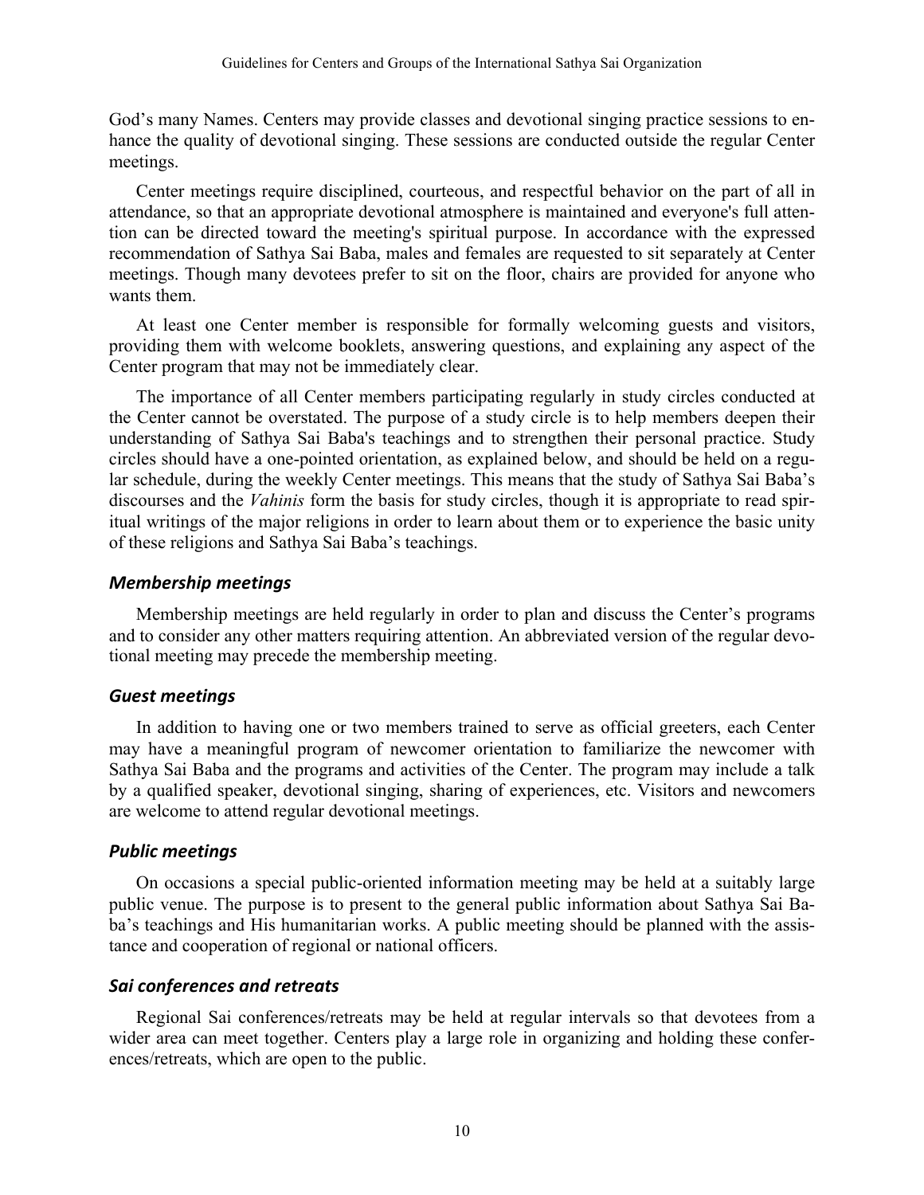God's many Names. Centers may provide classes and devotional singing practice sessions to enhance the quality of devotional singing. These sessions are conducted outside the regular Center meetings.

Center meetings require disciplined, courteous, and respectful behavior on the part of all in attendance, so that an appropriate devotional atmosphere is maintained and everyone's full attention can be directed toward the meeting's spiritual purpose. In accordance with the expressed recommendation of Sathya Sai Baba, males and females are requested to sit separately at Center meetings. Though many devotees prefer to sit on the floor, chairs are provided for anyone who wants them.

At least one Center member is responsible for formally welcoming guests and visitors, providing them with welcome booklets, answering questions, and explaining any aspect of the Center program that may not be immediately clear.

The importance of all Center members participating regularly in study circles conducted at the Center cannot be overstated. The purpose of a study circle is to help members deepen their understanding of Sathya Sai Baba's teachings and to strengthen their personal practice. Study circles should have a one-pointed orientation, as explained below, and should be held on a regular schedule, during the weekly Center meetings. This means that the study of Sathya Sai Baba's discourses and the *Vahinis* form the basis for study circles, though it is appropriate to read spiritual writings of the major religions in order to learn about them or to experience the basic unity of these religions and Sathya Sai Baba's teachings.

### *Membership meetings*

Membership meetings are held regularly in order to plan and discuss the Center's programs and to consider any other matters requiring attention. An abbreviated version of the regular devotional meeting may precede the membership meeting.

### *Guest meetings*

In addition to having one or two members trained to serve as official greeters, each Center may have a meaningful program of newcomer orientation to familiarize the newcomer with Sathya Sai Baba and the programs and activities of the Center. The program may include a talk by a qualified speaker, devotional singing, sharing of experiences, etc. Visitors and newcomers are welcome to attend regular devotional meetings.

### *Public meetings*

On occasions a special public-oriented information meeting may be held at a suitably large public venue. The purpose is to present to the general public information about Sathya Sai Baba's teachings and His humanitarian works. A public meeting should be planned with the assistance and cooperation of regional or national officers.

### *Sai conferences and retreats*

Regional Sai conferences/retreats may be held at regular intervals so that devotees from a wider area can meet together. Centers play a large role in organizing and holding these conferences/retreats, which are open to the public.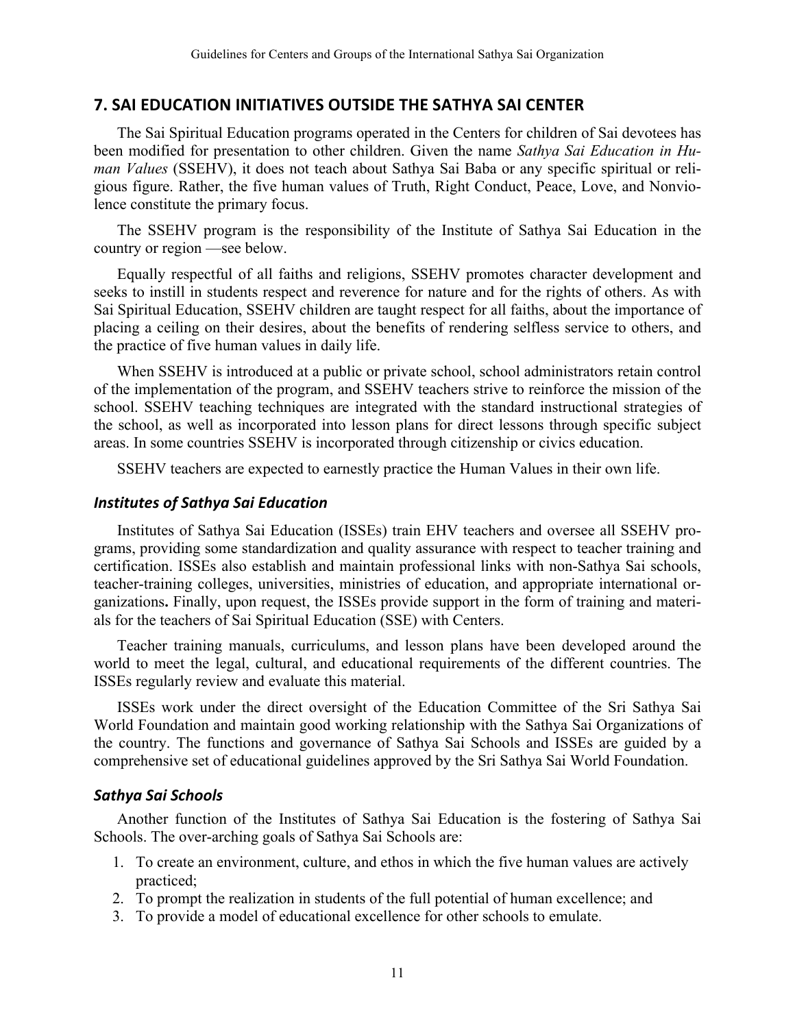## 7. SAI EDUCATION INITIATIVES OUTSIDE THE SATHYA SAI CENTER

The Sai Spiritual Education programs operated in the Centers for children of Sai devotees has been modified for presentation to other children. Given the name *Sathya Sai Education in Human Values* (SSEHV), it does not teach about Sathya Sai Baba or any specific spiritual or religious figure. Rather, the five human values of Truth, Right Conduct, Peace, Love, and Nonviolence constitute the primary focus.

The SSEHV program is the responsibility of the Institute of Sathya Sai Education in the country or region —see below.

Equally respectful of all faiths and religions, SSEHV promotes character development and seeks to instill in students respect and reverence for nature and for the rights of others. As with Sai Spiritual Education, SSEHV children are taught respect for all faiths, about the importance of placing a ceiling on their desires, about the benefits of rendering selfless service to others, and the practice of five human values in daily life.

When SSEHV is introduced at a public or private school, school administrators retain control of the implementation of the program, and SSEHV teachers strive to reinforce the mission of the school. SSEHV teaching techniques are integrated with the standard instructional strategies of the school, as well as incorporated into lesson plans for direct lessons through specific subject areas. In some countries SSEHV is incorporated through citizenship or civics education.

SSEHV teachers are expected to earnestly practice the Human Values in their own life.

### *Institutes of Sathya Sai Education*

Institutes of Sathya Sai Education (ISSEs) train EHV teachers and oversee all SSEHV programs, providing some standardization and quality assurance with respect to teacher training and certification. ISSEs also establish and maintain professional links with non-Sathya Sai schools, teacher-training colleges, universities, ministries of education, and appropriate international organizations**.** Finally, upon request, the ISSEs provide support in the form of training and materials for the teachers of Sai Spiritual Education (SSE) with Centers.

Teacher training manuals, curriculums, and lesson plans have been developed around the world to meet the legal, cultural, and educational requirements of the different countries. The ISSEs regularly review and evaluate this material.

ISSEs work under the direct oversight of the Education Committee of the Sri Sathya Sai World Foundation and maintain good working relationship with the Sathya Sai Organizations of the country. The functions and governance of Sathya Sai Schools and ISSEs are guided by a comprehensive set of educational guidelines approved by the Sri Sathya Sai World Foundation.

### *Sathya Sai Schools*

Another function of the Institutes of Sathya Sai Education is the fostering of Sathya Sai Schools. The over-arching goals of Sathya Sai Schools are:

1. To create an environment, culture, and ethos in which the five human values are actively practiced;
2. To prompt the realization in students of the full potential of human excellence; and
3. To provide a model of educational excellence for other schools to emulate.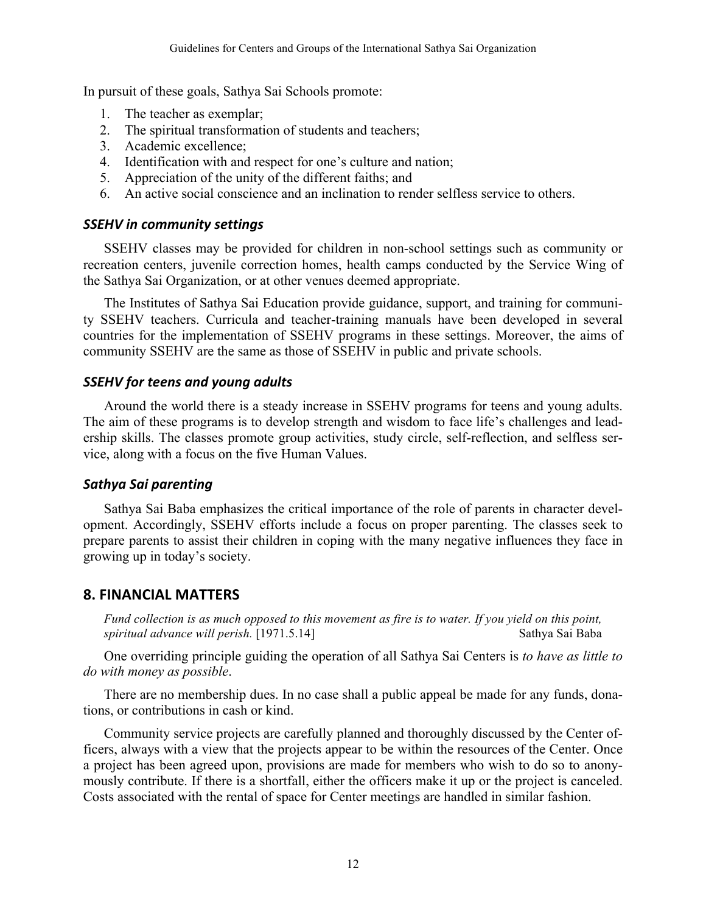In pursuit of these goals, Sathya Sai Schools promote:

1. The teacher as exemplar;
2. The spiritual transformation of students and teachers;
3. Academic excellence;
4. Identification with and respect for one's culture and nation;
5. Appreciation of the unity of the different faiths; and
6. An active social conscience and an inclination to render selfless service to others.

### *SSEHV in community settings*

SSEHV classes may be provided for children in non-school settings such as community or recreation centers, juvenile correction homes, health camps conducted by the Service Wing of the Sathya Sai Organization, or at other venues deemed appropriate.

The Institutes of Sathya Sai Education provide guidance, support, and training for community SSEHV teachers. Curricula and teacher-training manuals have been developed in several countries for the implementation of SSEHV programs in these settings. Moreover, the aims of community SSEHV are the same as those of SSEHV in public and private schools.

### *SSEHV for teens and young adults*

Around the world there is a steady increase in SSEHV programs for teens and young adults. The aim of these programs is to develop strength and wisdom to face life's challenges and leadership skills. The classes promote group activities, study circle, self-reflection, and selfless service, along with a focus on the five Human Values.

### *Sathya Sai parenting*

Sathya Sai Baba emphasizes the critical importance of the role of parents in character development. Accordingly, SSEHV efforts include a focus on proper parenting. The classes seek to prepare parents to assist their children in coping with the many negative influences they face in growing up in today's society.

## 8. FINANCIAL MATTERS

*Fund collection is as much opposed to this movement as fire is to water. If you yield on this point, spiritual advance will perish.* [1971.5.14] Sathya Sai Baba

One overriding principle guiding the operation of all Sathya Sai Centers is *to have as little to do with money as possible*.

There are no membership dues. In no case shall a public appeal be made for any funds, donations, or contributions in cash or kind.

Community service projects are carefully planned and thoroughly discussed by the Center officers, always with a view that the projects appear to be within the resources of the Center. Once a project has been agreed upon, provisions are made for members who wish to do so to anonymously contribute. If there is a shortfall, either the officers make it up or the project is canceled. Costs associated with the rental of space for Center meetings are handled in similar fashion.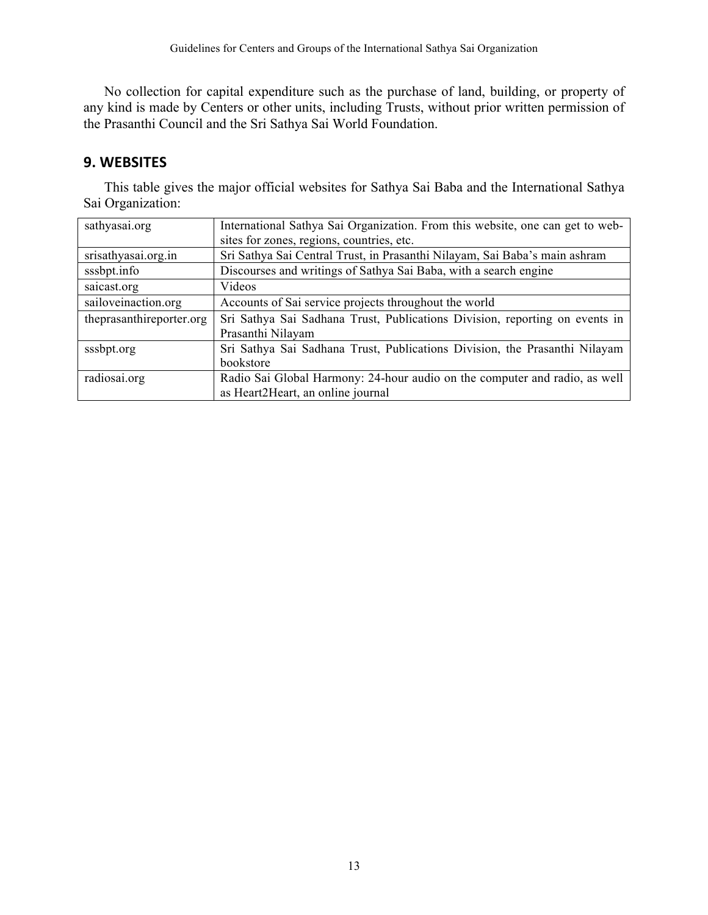No collection for capital expenditure such as the purchase of land, building, or property of any kind is made by Centers or other units, including Trusts, without prior written permission of the Prasanthi Council and the Sri Sathya Sai World Foundation.

## 9. WEBSITES

This table gives the major official websites for Sathya Sai Baba and the International Sathya Sai Organization:

| | |
|---|---|
| sathyasai.org | International Sathya Sai Organization. From this website, one can get to websites for zones, regions, countries, etc. |
| srisathyasai.org.in | Sri Sathya Sai Central Trust, in Prasanthi Nilayam, Sai Baba's main ashram |
| sssbpt.info | Discourses and writings of Sathya Sai Baba, with a search engine |
| saicast.org | Videos |
| sailoveinaction.org | Accounts of Sai service projects throughout the world |
| theprasanthireporter.org | Sri Sathya Sai Sadhana Trust, Publications Division, reporting on events in Prasanthi Nilayam |
| sssbpt.org | Sri Sathya Sai Sadhana Trust, Publications Division, the Prasanthi Nilayam bookstore |
| radiosai.org | Radio Sai Global Harmony: 24-hour audio on the computer and radio, as well as Heart2Heart, an online journal |